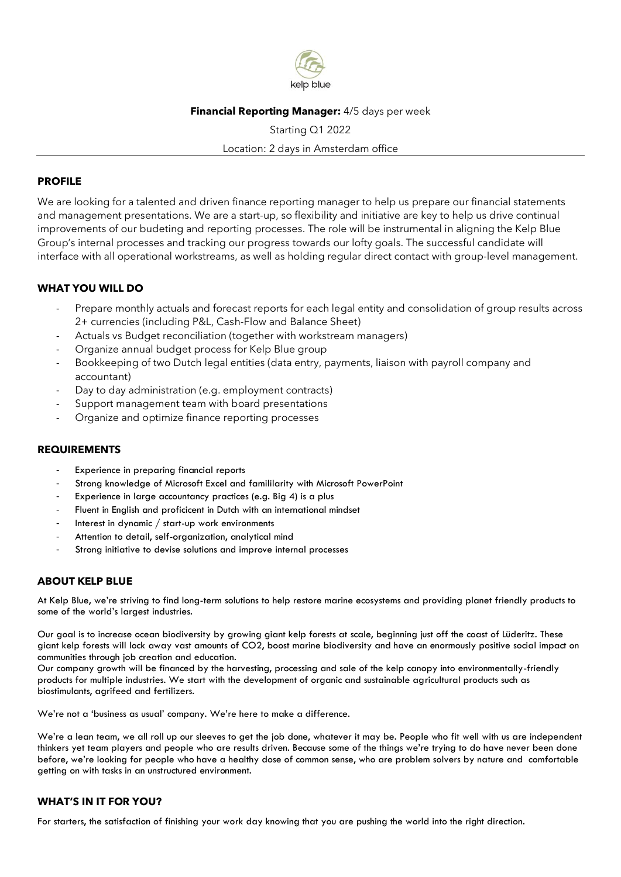kelp blue

**Financial Reporting Manager:** 4/5 days per week

Starting Q1 2022

Location: 2 days in Amsterdam office

## PROFILE

We are looking for a talented and driven finance reporting manager to help us prepare our financial statements and management presentations. We are a start-up, so flexibility and initiative are key to help us drive continual improvements of our budeting and reporting processes. The role will be instrumental in aligning the Kelp Blue Group's internal processes and tracking our progress towards our lofty goals. The successful candidate will interface with all operational workstreams, as well as holding regular direct contact with group-level management.

## WHAT YOU WILL DO

- Prepare monthly actuals and forecast reports for each legal entity and consolidation of group results across 2+ currencies (including P&L, Cash-Flow and Balance Sheet)
- Actuals vs Budget reconciliation (together with workstream managers)
- Organize annual budget process for Kelp Blue group
- Bookkeeping of two Dutch legal entities (data entry, payments, liaison with payroll company and accountant)
- Day to day administration (e.g. employment contracts)
- Support management team with board presentations
- Organize and optimize finance reporting processes

## REQUIREMENTS

- Experience in preparing financial reports
- Strong knowledge of Microsoft Excel and famililarity with Microsoft PowerPoint
- Experience in large accountancy practices (e.g. Big 4) is a plus
- Fluent in English and proficicent in Dutch with an international mindset
- Interest in dynamic / start-up work environments
- Attention to detail, self-organization, analytical mind
- Strong initiative to devise solutions and improve internal processes

## ABOUT KELP BLUE

At Kelp Blue, we're striving to find long-term solutions to help restore marine ecosystems and providing planet friendly products to some of the world's largest industries.

Our goal is to increase ocean biodiversity by growing giant kelp forests at scale, beginning just off the coast of Lüderitz. These giant kelp forests will lock away vast amounts of $CO_2$, boost marine biodiversity and have an enormously positive social impact on communities through job creation and education.

Our company growth will be financed by the harvesting, processing and sale of the kelp canopy into environmentally-friendly products for multiple industries. We start with the development of organic and sustainable agricultural products such as biostimulants, agrifeed and fertilizers.

We're not a 'business as usual' company. We're here to make a difference.

We're a lean team, we all roll up our sleeves to get the job done, whatever it may be. People who fit well with us are independent thinkers yet team players and people who are results driven. Because some of the things we're trying to do have never been done before, we're looking for people who have a healthy dose of common sense, who are problem solvers by nature and comfortable getting on with tasks in an unstructured environment.

## WHAT'S IN IT FOR YOU?

For starters, the satisfaction of finishing your work day knowing that you are pushing the world into the right direction.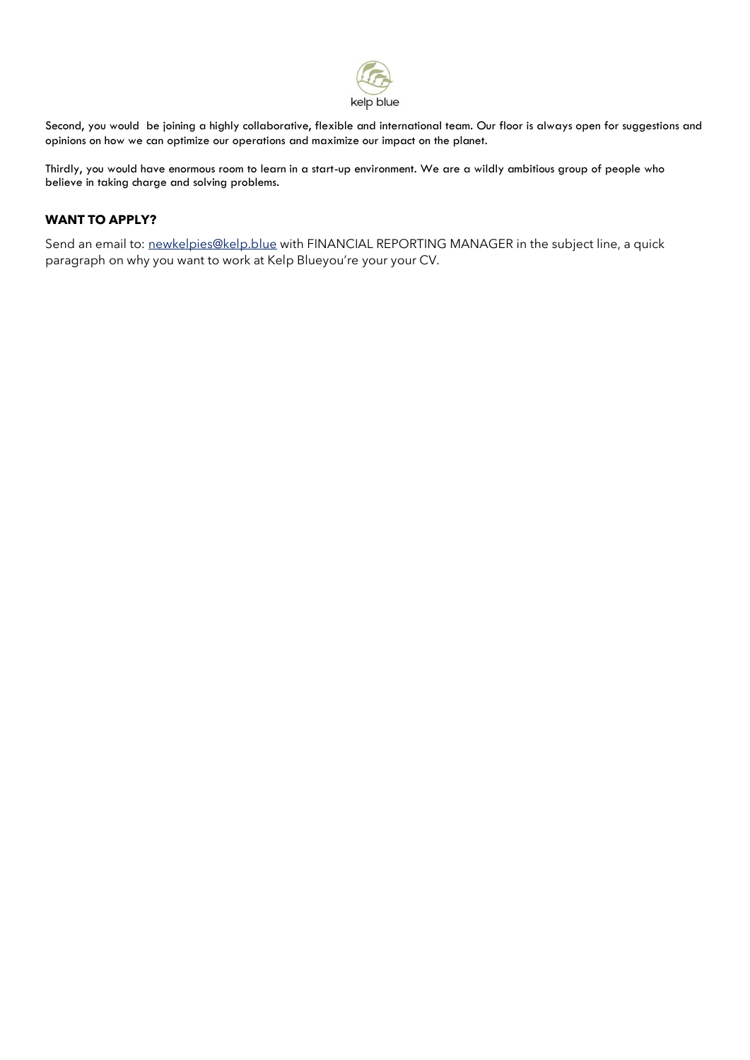Second, you would  be joining a highly collaborative, flexible and international team. Our floor is always open for suggestions and opinions on how we can optimize our operations and maximize our impact on the planet.

Thirdly, you would have enormous room to learn in a start-up environment. We are a wildly ambitious group of people who believe in taking charge and solving problems.

## WANT TO APPLY?

Send an email to: newkelpies@kelp.blue with FINANCIAL REPORTING MANAGER in the subject line, a quick paragraph on why you want to work at Kelp Blueyou're your your CV.